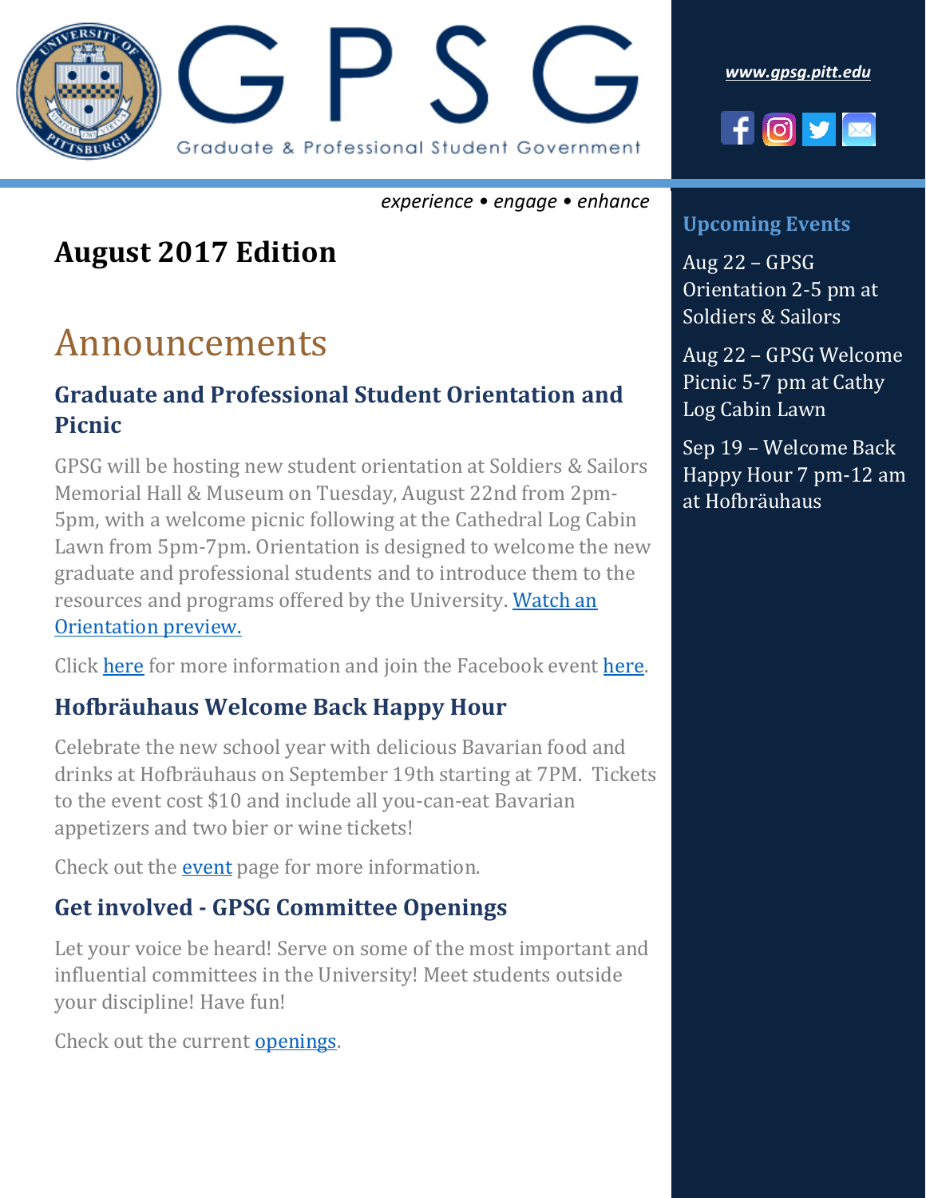# GPSG

Graduate & Professional Student Government

*experience • engage • enhance*

*www.gpsg.pitt.edu*

## August 2017 Edition

# Announcements

### Graduate and Professional Student Orientation and Picnic

GPSG will be hosting new student orientation at Soldiers & Sailors Memorial Hall & Museum on Tuesday, August 22nd from 2pm-5pm, with a welcome picnic following at the Cathedral Log Cabin Lawn from 5pm-7pm. Orientation is designed to welcome the new graduate and professional students and to introduce them to the resources and programs offered by the University. Watch an Orientation preview.

Click here for more information and join the Facebook event here.

### Hofbräuhaus Welcome Back Happy Hour

Celebrate the new school year with delicious Bavarian food and drinks at Hofbräuhaus on September 19th starting at 7PM. Tickets to the event cost $10 and include all you-can-eat Bavarian appetizers and two bier or wine tickets!

Check out the event page for more information.

### Get involved - GPSG Committee Openings

Let your voice be heard! Serve on some of the most important and influential committees in the University! Meet students outside your discipline! Have fun!

Check out the current openings.

### Upcoming Events

Aug 22 – GPSG Orientation 2-5 pm at Soldiers & Sailors

Aug 22 – GPSG Welcome Picnic 5-7 pm at Cathy Log Cabin Lawn

Sep 19 – Welcome Back Happy Hour 7 pm-12 am at Hofbräuhaus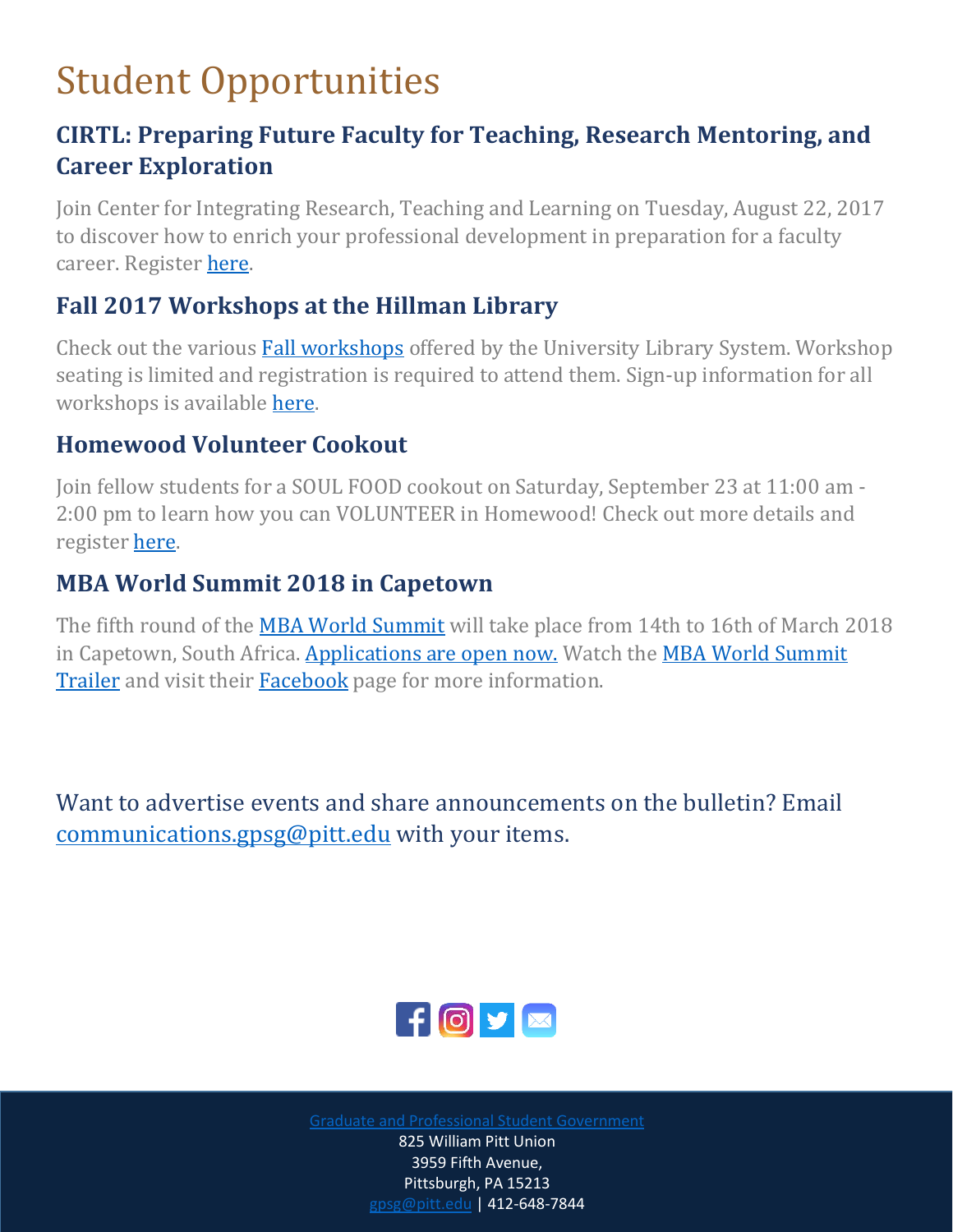# Student Opportunities

## CIRTL: Preparing Future Faculty for Teaching, Research Mentoring, and Career Exploration

Join Center for Integrating Research, Teaching and Learning on Tuesday, August 22, 2017 to discover how to enrich your professional development in preparation for a faculty career. Register here.

## Fall 2017 Workshops at the Hillman Library

Check out the various Fall workshops offered by the University Library System. Workshop seating is limited and registration is required to attend them. Sign-up information for all workshops is available here.

## Homewood Volunteer Cookout

Join fellow students for a SOUL FOOD cookout on Saturday, September 23 at 11:00 am - 2:00 pm to learn how you can VOLUNTEER in Homewood! Check out more details and register here.

## MBA World Summit 2018 in Capetown

The fifth round of the MBA World Summit will take place from 14th to 16th of March 2018 in Capetown, South Africa. Applications are open now. Watch the MBA World Summit Trailer and visit their Facebook page for more information.

Want to advertise events and share announcements on the bulletin? Email communications.gpsg@pitt.edu with your items.

Graduate and Professional Student Government
825 William Pitt Union
3959 Fifth Avenue,
Pittsburgh, PA 15213
gpsg@pitt.edu | 412-648-7844